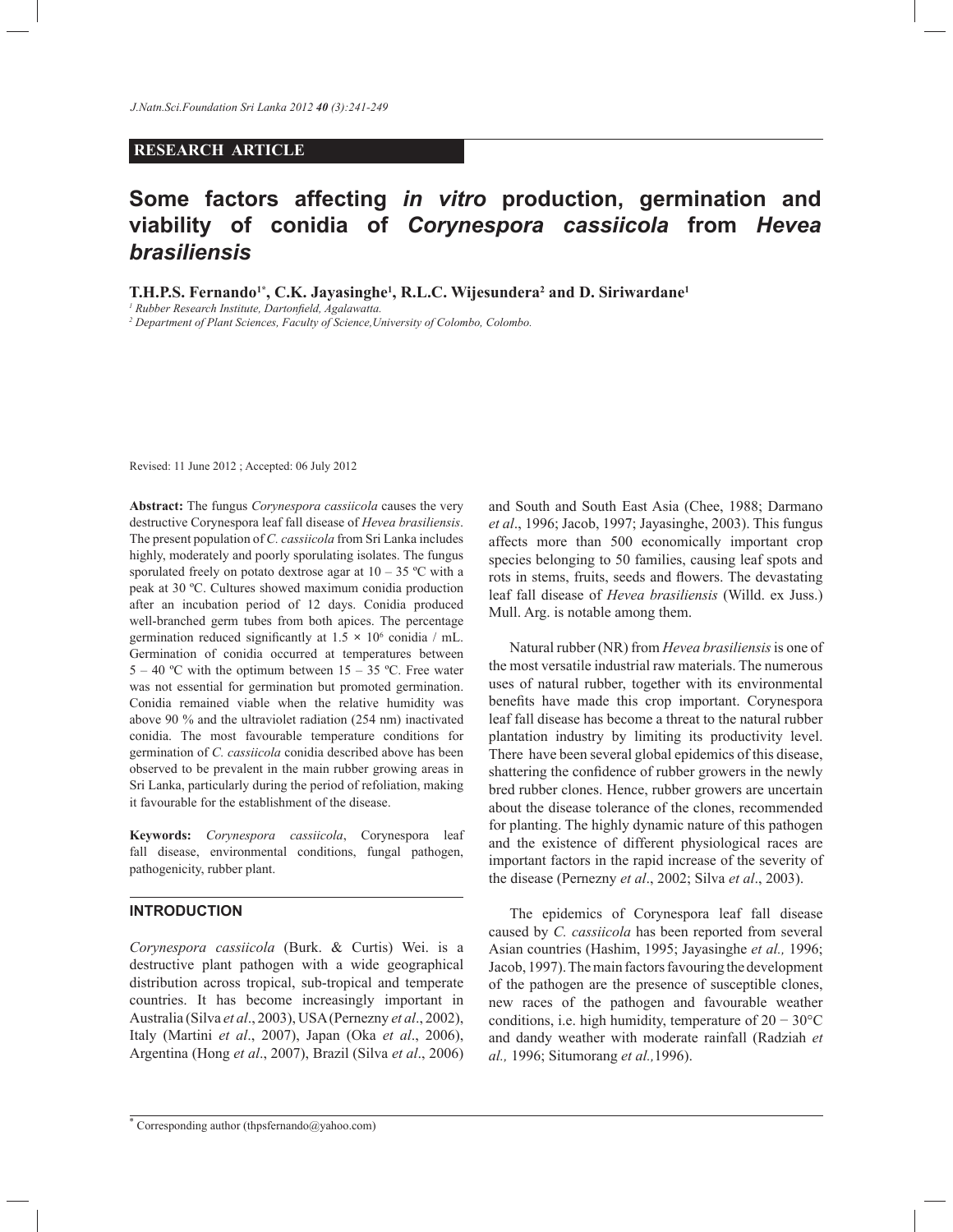**RESEARCH ARTICLE**

# Some factors affecting *in vitro* production, germination and viability of conidia of *Corynespora cassiicola* from *Hevea brasiliensis*

**T.H.P.S. Fernando[1*], C.K. Jayasinghe[1], R.L.C. Wijesundera[2] and D. Siriwardane[1]**

[1] *Rubber Research Institute, Dartonfield, Agalawatta.*

[2] *Department of Plant Sciences, Faculty of Science, University of Colombo, Colombo.*

Revised: 11 June 2012 ; Accepted: 06 July 2012

**Abstract:** The fungus *Corynespora cassiicola* causes the very destructive Corynespora leaf fall disease of *Hevea brasiliensis*. The present population of *C. cassiicola* from Sri Lanka includes highly, moderately and poorly sporulating isolates. The fungus sporulated freely on potato dextrose agar at 10 – 35 ºC with a peak at 30 ºC. Cultures showed maximum conidia production after an incubation period of 12 days. Conidia produced well-branched germ tubes from both apices. The percentage germination reduced significantly at $1.5 \times 10^6$ conidia / mL. Germination of conidia occurred at temperatures between 5 – 40 ºC with the optimum between 15 – 35 ºC. Free water was not essential for germination but promoted germination. Conidia remained viable when the relative humidity was above 90 % and the ultraviolet radiation (254 nm) inactivated conidia. The most favourable temperature conditions for germination of *C. cassiicola* conidia described above has been observed to be prevalent in the main rubber growing areas in Sri Lanka, particularly during the period of refoliation, making it favourable for the establishment of the disease.

**Keywords:** *Corynespora cassiicola*, Corynespora leaf fall disease, environmental conditions, fungal pathogen, pathogenicity, rubber plant.

## INTRODUCTION

*Corynespora cassiicola* (Burk. & Curtis) Wei. is a destructive plant pathogen with a wide geographical distribution across tropical, sub-tropical and temperate countries. It has become increasingly important in Australia (Silva *et al*., 2003), USA (Pernezny *et al*., 2002), Italy (Martini *et al*., 2007), Japan (Oka *et al*., 2006), Argentina (Hong *et al*., 2007), Brazil (Silva *et al*., 2006) and South and South East Asia (Chee, 1988; Darmano *et al*., 1996; Jacob, 1997; Jayasinghe, 2003). This fungus affects more than 500 economically important crop species belonging to 50 families, causing leaf spots and rots in stems, fruits, seeds and flowers. The devastating leaf fall disease of *Hevea brasiliensis* (Willd. ex Juss.) Mull. Arg. is notable among them.

Natural rubber (NR) from *Hevea brasiliensis* is one of the most versatile industrial raw materials. The numerous uses of natural rubber, together with its environmental benefits have made this crop important. Corynespora leaf fall disease has become a threat to the natural rubber plantation industry by limiting its productivity level. There have been several global epidemics of this disease, shattering the confidence of rubber growers in the newly bred rubber clones. Hence, rubber growers are uncertain about the disease tolerance of the clones, recommended for planting. The highly dynamic nature of this pathogen and the existence of different physiological races are important factors in the rapid increase of the severity of the disease (Pernezny *et al*., 2002; Silva *et al*., 2003).

The epidemics of Corynespora leaf fall disease caused by *C. cassiicola* has been reported from several Asian countries (Hashim, 1995; Jayasinghe *et al.,* 1996; Jacob, 1997). The main factors favouring the development of the pathogen are the presence of susceptible clones, new races of the pathogen and favourable weather conditions, i.e. high humidity, temperature of 20 − 30°C and dandy weather with moderate rainfall (Radziah *et al.,* 1996; Situmorang *et al.,*1996).

[*] Corresponding author (thpsfernando@yahoo.com)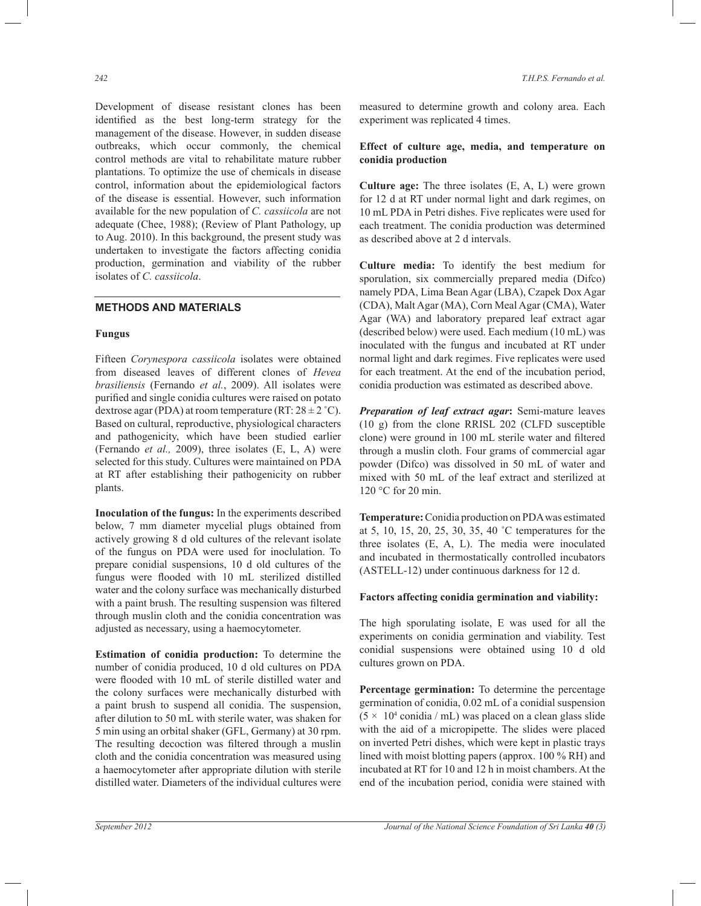Development of disease resistant clones has been identified as the best long-term strategy for the management of the disease. However, in sudden disease outbreaks, which occur commonly, the chemical control methods are vital to rehabilitate mature rubber plantations. To optimize the use of chemicals in disease control, information about the epidemiological factors of the disease is essential. However, such information available for the new population of *C. cassiicola* are not adequate (Chee, 1988); (Review of Plant Pathology, up to Aug. 2010). In this background, the present study was undertaken to investigate the factors affecting conidia production, germination and viability of the rubber isolates of *C. cassiicola*.

## METHODS AND MATERIALS

### Fungus

Fifteen *Corynespora cassiicola* isolates were obtained from diseased leaves of different clones of *Hevea brasiliensis* (Fernando *et al.*, 2009). All isolates were purified and single conidia cultures were raised on potato dextrose agar (PDA) at room temperature (RT: 28 ± 2 ˚C). Based on cultural, reproductive, physiological characters and pathogenicity, which have been studied earlier (Fernando *et al.,* 2009), three isolates (E, L, A) were selected for this study. Cultures were maintained on PDA at RT after establishing their pathogenicity on rubber plants.

**Inoculation of the fungus:** In the experiments described below, 7 mm diameter mycelial plugs obtained from actively growing 8 d old cultures of the relevant isolate of the fungus on PDA were used for inoclulation. To prepare conidial suspensions, 10 d old cultures of the fungus were flooded with 10 mL sterilized distilled water and the colony surface was mechanically disturbed with a paint brush. The resulting suspension was filtered through muslin cloth and the conidia concentration was adjusted as necessary, using a haemocytometer.

**Estimation of conidia production:** To determine the number of conidia produced, 10 d old cultures on PDA were flooded with 10 mL of sterile distilled water and the colony surfaces were mechanically disturbed with a paint brush to suspend all conidia. The suspension, after dilution to 50 mL with sterile water, was shaken for 5 min using an orbital shaker (GFL, Germany) at 30 rpm. The resulting decoction was filtered through a muslin cloth and the conidia concentration was measured using a haemocytometer after appropriate dilution with sterile distilled water. Diameters of the individual cultures were measured to determine growth and colony area. Each experiment was replicated 4 times.

### Effect of culture age, media, and temperature on conidia production

**Culture age:** The three isolates (E, A, L) were grown for 12 d at RT under normal light and dark regimes, on 10 mL PDA in Petri dishes. Five replicates were used for each treatment. The conidia production was determined as described above at 2 d intervals.

**Culture media:** To identify the best medium for sporulation, six commercially prepared media (Difco) namely PDA, Lima Bean Agar (LBA), Czapek Dox Agar (CDA), Malt Agar (MA), Corn Meal Agar (CMA), Water Agar (WA) and laboratory prepared leaf extract agar (described below) were used. Each medium (10 mL) was inoculated with the fungus and incubated at RT under normal light and dark regimes. Five replicates were used for each treatment. At the end of the incubation period, conidia production was estimated as described above.

***Preparation of leaf extract agar*:** Semi-mature leaves (10 g) from the clone RRISL 202 (CLFD susceptible clone) were ground in 100 mL sterile water and filtered through a muslin cloth. Four grams of commercial agar powder (Difco) was dissolved in 50 mL of water and mixed with 50 mL of the leaf extract and sterilized at 120 °C for 20 min.

**Temperature:** Conidia production on PDA was estimated at 5, 10, 15, 20, 25, 30, 35, 40 ˚C temperatures for the three isolates (E, A, L). The media were inoculated and incubated in thermostatically controlled incubators (ASTELL-12) under continuous darkness for 12 d.

### Factors affecting conidia germination and viability:

The high sporulating isolate, E was used for all the experiments on conidia germination and viability. Test conidial suspensions were obtained using 10 d old cultures grown on PDA.

**Percentage germination:** To determine the percentage germination of conidia, 0.02 mL of a conidial suspension ($5 \times 10^4$ conidia / mL) was placed on a clean glass slide with the aid of a micropipette. The slides were placed on inverted Petri dishes, which were kept in plastic trays lined with moist blotting papers (approx. 100 % RH) and incubated at RT for 10 and 12 h in moist chambers. At the end of the incubation period, conidia were stained with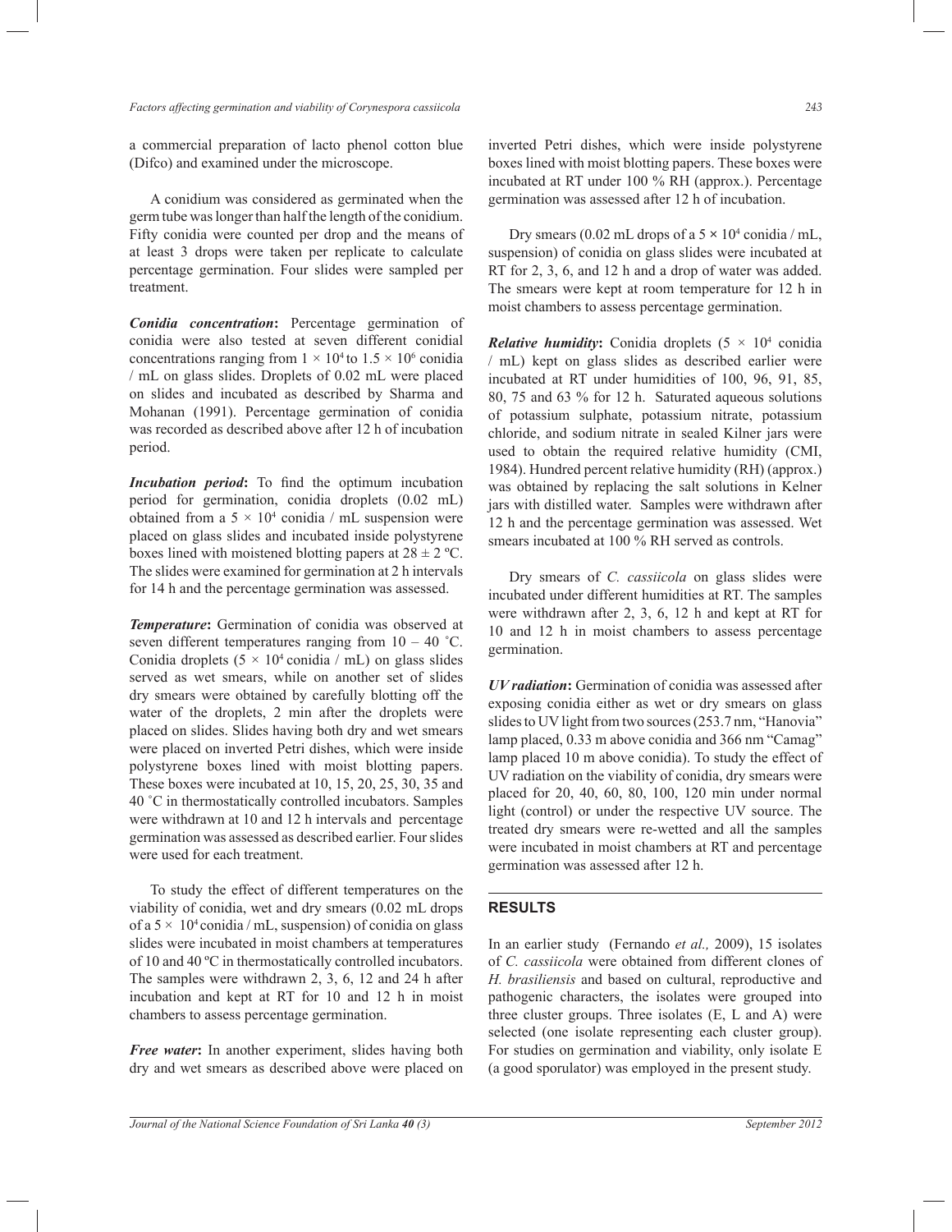a commercial preparation of lacto phenol cotton blue (Difco) and examined under the microscope.

A conidium was considered as germinated when the germ tube was longer than half the length of the conidium. Fifty conidia were counted per drop and the means of at least 3 drops were taken per replicate to calculate percentage germination. Four slides were sampled per treatment.

***Conidia concentration*:** Percentage germination of conidia were also tested at seven different conidial concentrations ranging from $1 \times 10^4$ to $1.5 \times 10^6$ conidia / mL on glass slides. Droplets of 0.02 mL were placed on slides and incubated as described by Sharma and Mohanan (1991). Percentage germination of conidia was recorded as described above after 12 h of incubation period.

***Incubation period*:** To find the optimum incubation period for germination, conidia droplets (0.02 mL) obtained from a $5 \times 10^4$ conidia / mL suspension were placed on glass slides and incubated inside polystyrene boxes lined with moistened blotting papers at $28 \pm 2$ ºC. The slides were examined for germination at 2 h intervals for 14 h and the percentage germination was assessed.

***Temperature*:** Germination of conidia was observed at seven different temperatures ranging from 10 – 40 ˚C. Conidia droplets ($5 \times 10^4$ conidia / mL) on glass slides served as wet smears, while on another set of slides dry smears were obtained by carefully blotting off the water of the droplets, 2 min after the droplets were placed on slides. Slides having both dry and wet smears were placed on inverted Petri dishes, which were inside polystyrene boxes lined with moist blotting papers. These boxes were incubated at 10, 15, 20, 25, 30, 35 and 40 ˚C in thermostatically controlled incubators. Samples were withdrawn at 10 and 12 h intervals and percentage germination was assessed as described earlier. Four slides were used for each treatment.

To study the effect of different temperatures on the viability of conidia, wet and dry smears (0.02 mL drops of a $5 \times 10^4$ conidia / mL, suspension) of conidia on glass slides were incubated in moist chambers at temperatures of 10 and 40 ºC in thermostatically controlled incubators. The samples were withdrawn 2, 3, 6, 12 and 24 h after incubation and kept at RT for 10 and 12 h in moist chambers to assess percentage germination.

***Free water*:** In another experiment, slides having both dry and wet smears as described above were placed on inverted Petri dishes, which were inside polystyrene boxes lined with moist blotting papers. These boxes were incubated at RT under 100 % RH (approx.). Percentage germination was assessed after 12 h of incubation.

Dry smears (0.02 mL drops of a $5 \times 10^4$ conidia / mL, suspension) of conidia on glass slides were incubated at RT for 2, 3, 6, and 12 h and a drop of water was added. The smears were kept at room temperature for 12 h in moist chambers to assess percentage germination.

***Relative humidity*:** Conidia droplets ($5 \times 10^4$ conidia / mL) kept on glass slides as described earlier were incubated at RT under humidities of 100, 96, 91, 85, 80, 75 and 63 % for 12 h. Saturated aqueous solutions of potassium sulphate, potassium nitrate, potassium chloride, and sodium nitrate in sealed Kilner jars were used to obtain the required relative humidity (CMI, 1984). Hundred percent relative humidity (RH) (approx.) was obtained by replacing the salt solutions in Kelner jars with distilled water. Samples were withdrawn after 12 h and the percentage germination was assessed. Wet smears incubated at 100 % RH served as controls.

Dry smears of *C. cassiicola* on glass slides were incubated under different humidities at RT. The samples were withdrawn after 2, 3, 6, 12 h and kept at RT for 10 and 12 h in moist chambers to assess percentage germination.

***UV radiation*:** Germination of conidia was assessed after exposing conidia either as wet or dry smears on glass slides to UV light from two sources (253.7 nm, "Hanovia" lamp placed, 0.33 m above conidia and 366 nm "Camag" lamp placed 10 m above conidia). To study the effect of UV radiation on the viability of conidia, dry smears were placed for 20, 40, 60, 80, 100, 120 min under normal light (control) or under the respective UV source. The treated dry smears were re-wetted and all the samples were incubated in moist chambers at RT and percentage germination was assessed after 12 h.

## RESULTS

In an earlier study (Fernando *et al.,* 2009), 15 isolates of *C. cassiicola* were obtained from different clones of *H. brasiliensis* and based on cultural, reproductive and pathogenic characters, the isolates were grouped into three cluster groups. Three isolates (E, L and A) were selected (one isolate representing each cluster group). For studies on germination and viability, only isolate E (a good sporulator) was employed in the present study.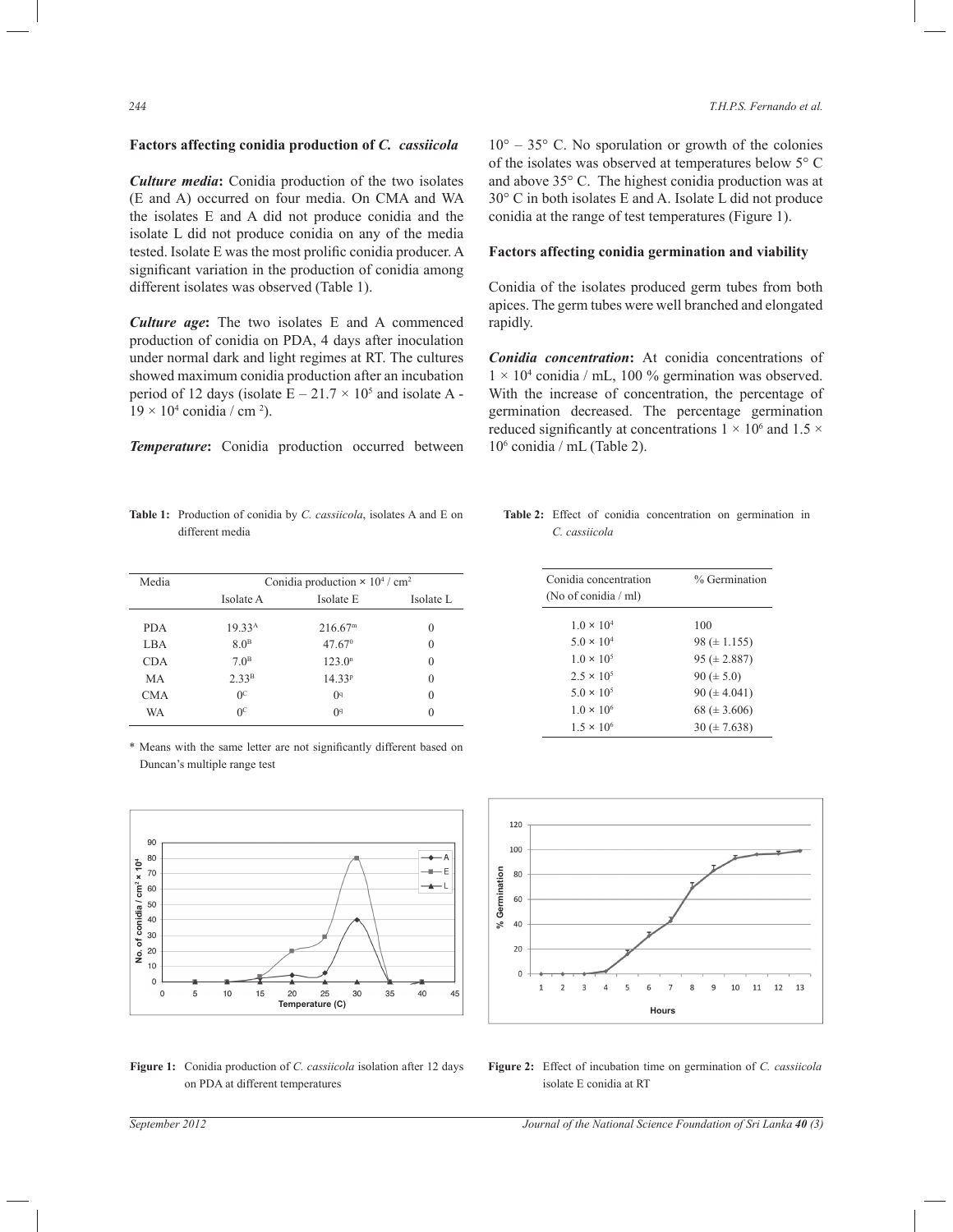### Factors affecting conidia production of *C. cassiicola*

***Culture media*:** Conidia production of the two isolates (E and A) occurred on four media. On CMA and WA the isolates E and A did not produce conidia and the isolate L did not produce conidia on any of the media tested. Isolate E was the most prolific conidia producer. A significant variation in the production of conidia among different isolates was observed (Table 1).

***Culture age*:** The two isolates E and A commenced production of conidia on PDA, 4 days after inoculation under normal dark and light regimes at RT. The cultures showed maximum conidia production after an incubation period of 12 days (isolate E – $21.7 \times 10^5$ and isolate A - $19 \times 10^4$ conidia / cm $^2$).

***Temperature*:** Conidia production occurred between 10° – 35° C. No sporulation or growth of the colonies of the isolates was observed at temperatures below 5° C and above 35° C. The highest conidia production was at 30° C in both isolates E and A. Isolate L did not produce conidia at the range of test temperatures (Figure 1).

### Factors affecting conidia germination and viability

Conidia of the isolates produced germ tubes from both apices. The germ tubes were well branched and elongated rapidly.

***Conidia concentration*:** At conidia concentrations of $1 \times 10^4$ conidia / mL, 100 % germination was observed. With the increase of concentration, the percentage of germination decreased. The percentage germination reduced significantly at concentrations $1 \times 10^6$ and $1.5 \times 10^6$ conidia / mL (Table 2).

**Table 1:** Production of conidia by *C. cassiicola*, isolates A and E on different media

| Media | Conidia production $\times 10^4$ / cm$^2$ | | |
|---|---|---|---|
| | Isolate A | Isolate E | Isolate L |
| PDA | 19.33$^A$ | 216.67$^m$ | 0 |
| LBA | 8.0$^B$ | 47.67$^0$ | 0 |
| CDA | 7.0$^B$ | 123.0$^n$ | 0 |
| MA | 2.33$^B$ | 14.33$^p$ | 0 |
| CMA | 0$^C$ | 0$^q$ | 0 |
| WA | 0$^C$ | 0$^q$ | 0 |

\* Means with the same letter are not significantly different based on Duncan's multiple range test

**Table 2:** Effect of conidia concentration on germination in *C. cassiicola*

| Conidia concentration (No of conidia / ml) | % Germination |
|---|---|
| $1.0 \times 10^4$ | 100 |
| $5.0 \times 10^4$ | 98 (± 1.155) |
| $1.0 \times 10^5$ | 95 (± 2.887) |
| $2.5 \times 10^5$ | 90 (± 5.0) |
| $5.0 \times 10^5$ | 90 (± 4.041) |
| $1.0 \times 10^6$ | 68 (± 3.606) |
| $1.5 \times 10^6$ | 30 (± 7.638) |

**Figure 1:** Conidia production of *C. cassiicola* isolation after 12 days on PDA at different temperatures

**Figure 2:** Effect of incubation time on germination of *C. cassiicola* isolate E conidia at RT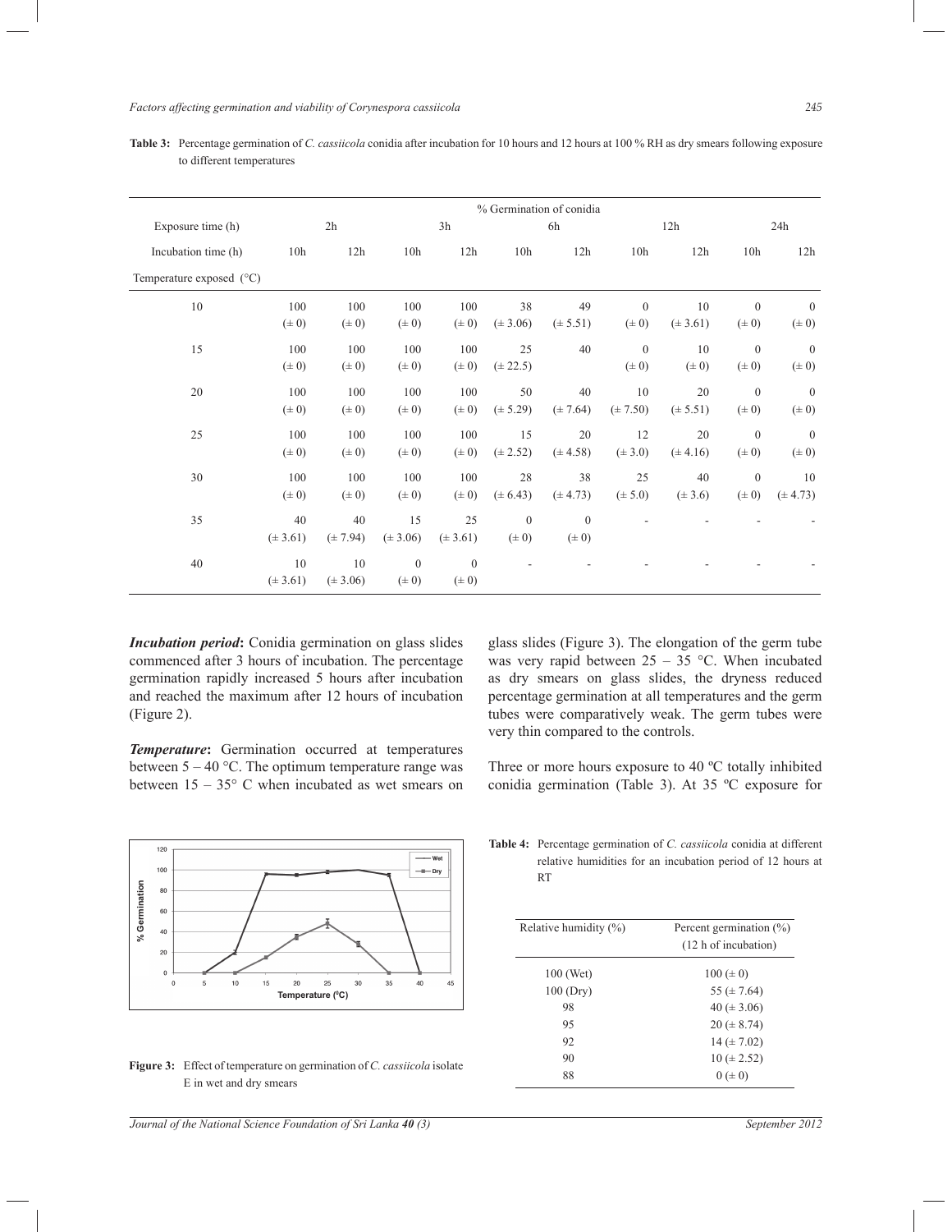**Table 3:** Percentage germination of *C. cassiicola* conidia after incubation for 10 hours and 12 hours at 100 % RH as dry smears following exposure to different temperatures

| | % Germination of conidia | | | | | | | | | |
|---|---|---|---|---|---|---|---|---|---|---|
| Exposure time (h) | 2h | | 3h | | 6h | | 12h | | 24h | |
| Incubation time (h) | 10h | 12h | 10h | 12h | 10h | 12h | 10h | 12h | 10h | 12h |
| Temperature exposed (°C) | | | | | | | | | | |
| 10 | 100 (± 0) | 100 (± 0) | 100 (± 0) | 100 (± 0) | 38 (± 3.06) | 49 (± 5.51) | 0 (± 0) | 10 (± 3.61) | 0 (± 0) | 0 (± 0) |
| 15 | 100 (± 0) | 100 (± 0) | 100 (± 0) | 100 (± 0) | 25 (± 22.5) | 40 | 0 (± 0) | 10 (± 0) | 0 (± 0) | 0 (± 0) |
| 20 | 100 (± 0) | 100 (± 0) | 100 (± 0) | 100 (± 0) | 50 (± 5.29) | 40 (± 7.64) | 10 (± 7.50) | 20 (± 5.51) | 0 (± 0) | 0 (± 0) |
| 25 | 100 (± 0) | 100 (± 0) | 100 (± 0) | 100 (± 0) | 15 (± 2.52) | 20 (± 4.58) | 12 (± 3.0) | 20 (± 4.16) | 0 (± 0) | 0 (± 0) |
| 30 | 100 (± 0) | 100 (± 0) | 100 (± 0) | 100 (± 0) | 28 (± 6.43) | 38 (± 4.73) | 25 (± 5.0) | 40 (± 3.6) | 0 (± 0) | 10 (± 4.73) |
| 35 | 40 (± 3.61) | 40 (± 7.94) | 15 (± 3.06) | 25 (± 3.61) | 0 (± 0) | 0 (± 0) | - | - | - | - |
| 40 | 10 (± 3.61) | 10 (± 3.06) | 0 (± 0) | 0 (± 0) | - | - | - | - | - | - |

***Incubation period*:** Conidia germination on glass slides commenced after 3 hours of incubation. The percentage germination rapidly increased 5 hours after incubation and reached the maximum after 12 hours of incubation (Figure 2).

***Temperature*:** Germination occurred at temperatures between 5 – 40 °C. The optimum temperature range was between 15 – 35° C when incubated as wet smears on glass slides (Figure 3). The elongation of the germ tube was very rapid between 25 – 35 °C. When incubated as dry smears on glass slides, the dryness reduced percentage germination at all temperatures and the germ tubes were comparatively weak. The germ tubes were very thin compared to the controls.

Three or more hours exposure to 40 ºC totally inhibited conidia germination (Table 3). At 35 ºC exposure for

**Figure 3:** Effect of temperature on germination of *C. cassiicola* isolate E in wet and dry smears

**Table 4:** Percentage germination of *C. cassiicola* conidia at different relative humidities for an incubation period of 12 hours at RT

| Relative humidity (%) | Percent germination (%) (12 h of incubation) |
|---|---|
| 100 (Wet) | 100 (± 0) |
| 100 (Dry) | 55 (± 7.64) |
| 98 | 40 (± 3.06) |
| 95 | 20 (± 8.74) |
| 92 | 14 (± 7.02) |
| 90 | 10 (± 2.52) |
| 88 | 0 (± 0) |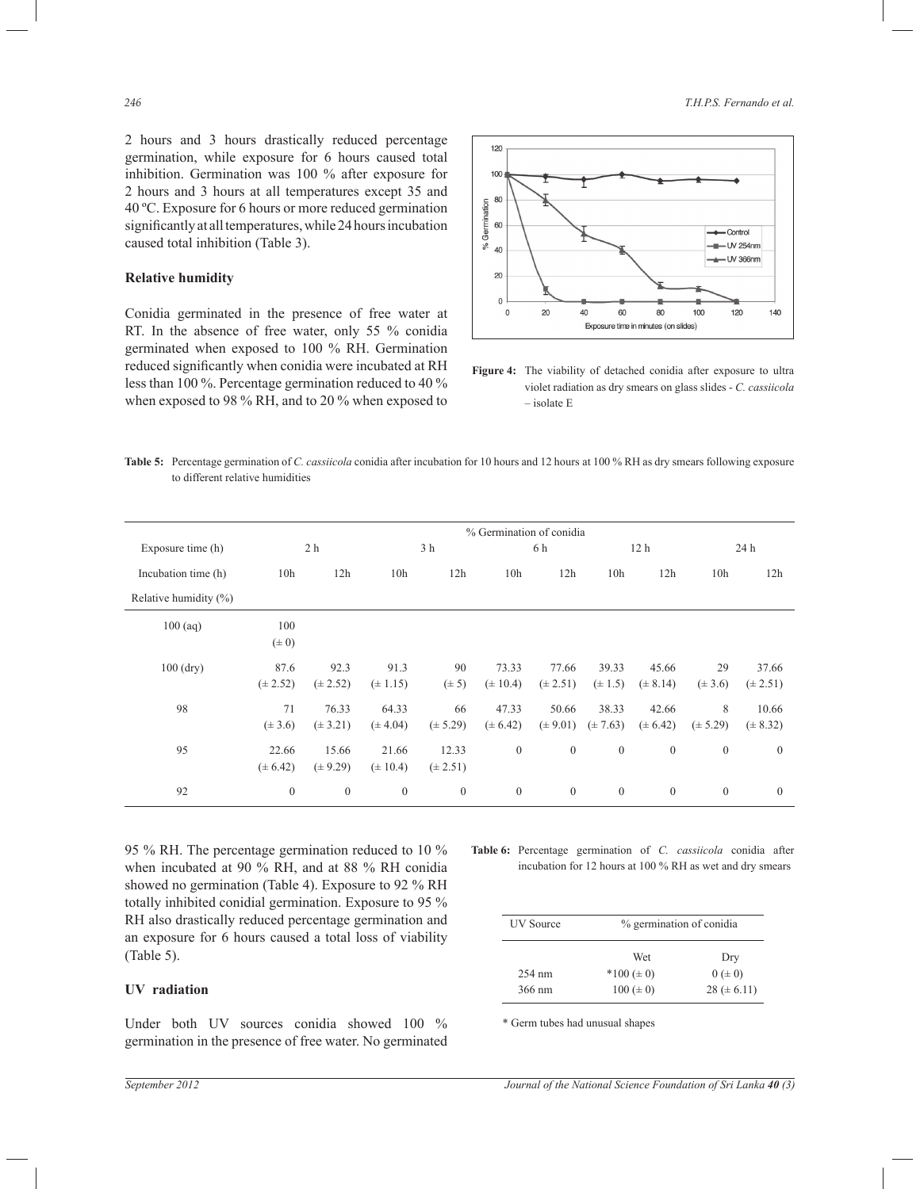2 hours and 3 hours drastically reduced percentage germination, while exposure for 6 hours caused total inhibition. Germination was 100 % after exposure for 2 hours and 3 hours at all temperatures except 35 and 40 ºC. Exposure for 6 hours or more reduced germination significantly at all temperatures, while 24 hours incubation caused total inhibition (Table 3).

## Relative humidity

Conidia germinated in the presence of free water at RT. In the absence of free water, only 55 % conidia germinated when exposed to 100 % RH. Germination reduced significantly when conidia were incubated at RH less than 100 %. Percentage germination reduced to 40 % when exposed to 98 % RH, and to 20 % when exposed to 95 % RH. The percentage germination reduced to 10 % when incubated at 90 % RH, and at 88 % RH conidia showed no germination (Table 4). Exposure to 92 % RH totally inhibited conidial germination. Exposure to 95 % RH also drastically reduced percentage germination and an exposure for 6 hours caused a total loss of viability (Table 5).

## UV radiation

Under both UV sources conidia showed 100 % germination in the presence of free water. No germinated

**Figure 4:** The viability of detached conidia after exposure to ultra violet radiation as dry smears on glass slides - *C. cassiicola* – isolate E

**Table 5:** Percentage germination of *C. cassiicola* conidia after incubation for 10 hours and 12 hours at 100 % RH as dry smears following exposure to different relative humidities

| | % Germination of conidia | | | | | | | | | |
|---|---|---|---|---|---|---|---|---|---|---|
| Exposure time (h) | 2 h | | 3 h | | 6 h | | 12 h | | 24 h | |
| Incubation time (h) | 10h | 12h | 10h | 12h | 10h | 12h | 10h | 12h | 10h | 12h |
| Relative humidity (%) | | | | | | | | | | |
| 100 (aq) | 100 (± 0) | | | | | | | | | |
| 100 (dry) | 87.6 (± 2.52) | 92.3 (± 2.52) | 91.3 (± 1.15) | 90 (± 5) | 73.33 (± 10.4) | 77.66 (± 2.51) | 39.33 (± 1.5) | 45.66 (± 8.14) | 29 (± 3.6) | 37.66 (± 2.51) |
| 98 | 71 (± 3.6) | 76.33 (± 3.21) | 64.33 (± 4.04) | 66 (± 5.29) | 47.33 (± 6.42) | 50.66 (± 9.01) | 38.33 (± 7.63) | 42.66 (± 6.42) | 8 (± 5.29) | 10.66 (± 8.32) |
| 95 | 22.66 (± 6.42) | 15.66 (± 9.29) | 21.66 (± 10.4) | 12.33 (± 2.51) | 0 | 0 | 0 | 0 | 0 | 0 |
| 92 | 0 | 0 | 0 | 0 | 0 | 0 | 0 | 0 | 0 | 0 |

**Table 6:** Percentage germination of *C. cassiicola* conidia after incubation for 12 hours at 100 % RH as wet and dry smears

| UV Source | % germination of conidia | |
|---|---|---|
| | Wet | Dry |
| 254 nm | *100 (± 0) | 0 (± 0) |
| 366 nm | 100 (± 0) | 28 (± 6.11) |

* Germ tubes had unusual shapes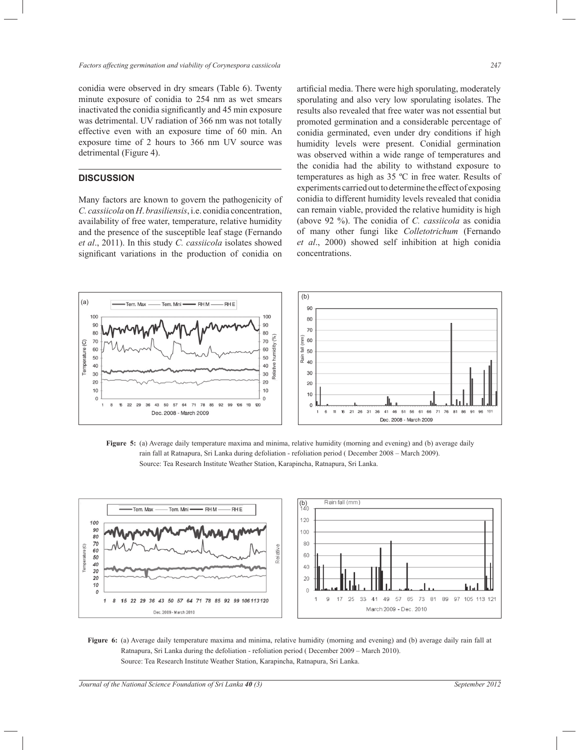conidia were observed in dry smears (Table 6). Twenty minute exposure of conidia to 254 nm as wet smears inactivated the conidia significantly and 45 min exposure was detrimental. UV radiation of 366 nm was not totally effective even with an exposure time of 60 min. An exposure time of 2 hours to 366 nm UV source was detrimental (Figure 4).

## DISCUSSION

Many factors are known to govern the pathogenicity of *C. cassiicola* on *H. brasiliensis*, i.e. conidia concentration, availability of free water, temperature, relative humidity and the presence of the susceptible leaf stage (Fernando *et al*., 2011). In this study *C. cassiicola* isolates showed significant variations in the production of conidia on artificial media. There were high sporulating, moderately sporulating and also very low sporulating isolates. The results also revealed that free water was not essential but promoted germination and a considerable percentage of conidia germinated, even under dry conditions if high humidity levels were present. Conidial germination was observed within a wide range of temperatures and the conidia had the ability to withstand exposure to temperatures as high as 35 ºC in free water. Results of experiments carried out to determine the effect of exposing conidia to different humidity levels revealed that conidia can remain viable, provided the relative humidity is high (above 92 %). The conidia of *C. cassiicola* as conidia of many other fungi like *Colletotrichum* (Fernando *et al*., 2000) showed self inhibition at high conidia concentrations.

**Figure 5:** (a) Average daily temperature maxima and minima, relative humidity (morning and evening) and (b) average daily rain fall at Ratnapura, Sri Lanka during defoliation - refoliation period ( December 2008 – March 2009).
Source: Tea Research Institute Weather Station, Karapincha, Ratnapura, Sri Lanka.

**Figure 6:** (a) Average daily temperature maxima and minima, relative humidity (morning and evening) and (b) average daily rain fall at Ratnapura, Sri Lanka during the defoliation - refoliation period ( December 2009 – March 2010).
Source: Tea Research Institute Weather Station, Karapincha, Ratnapura, Sri Lanka.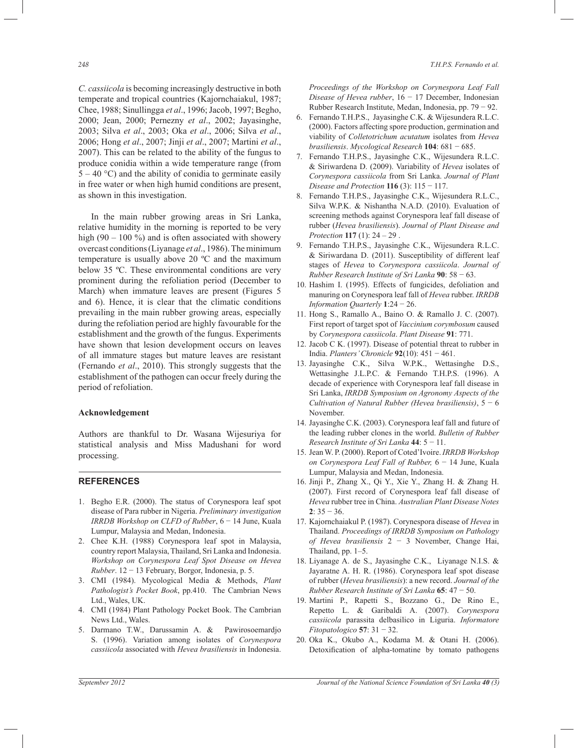*C. cassiicola* is becoming increasingly destructive in both temperate and tropical countries (Kajornchaiakul, 1987; Chee, 1988; Sinullingga *et al*., 1996; Jacob, 1997; Begho, 2000; Jean, 2000; Pernezny *et al*., 2002; Jayasinghe, 2003; Silva *et al*., 2003; Oka *et al*., 2006; Silva *et al*., 2006; Hong *et al*., 2007; Jinji *et al*., 2007; Martini *et al*., 2007). This can be related to the ability of the fungus to produce conidia within a wide temperature range (from 5 – 40 °C) and the ability of conidia to germinate easily in free water or when high humid conditions are present, as shown in this investigation.

In the main rubber growing areas in Sri Lanka, relative humidity in the morning is reported to be very high (90 – 100 %) and is often associated with showery overcast conditions (Liyanage *et al*., 1986). The minimum temperature is usually above 20 ºC and the maximum below 35 ºC. These environmental conditions are very prominent during the refoliation period (December to March) when immature leaves are present (Figures 5 and 6). Hence, it is clear that the climatic conditions prevailing in the main rubber growing areas, especially during the refoliation period are highly favourable for the establishment and the growth of the fungus. Experiments have shown that lesion development occurs on leaves of all immature stages but mature leaves are resistant (Fernando *et al*., 2010). This strongly suggests that the establishment of the pathogen can occur freely during the period of refoliation.

**Acknowledgement**

Authors are thankful to Dr. Wasana Wijesuriya for statistical analysis and Miss Madushani for word processing.

## REFERENCES

1. Begho E.R. (2000). The status of Corynespora leaf spot disease of Para rubber in Nigeria. *Preliminary investigation IRRDB Workshop on CLFD of Rubber*, 6 − 14 June, Kuala Lumpur, Malaysia and Medan, Indonesia.
2. Chee K.H. (1988) Corynespora leaf spot in Malaysia, country report Malaysia, Thailand, Sri Lanka and Indonesia. *Workshop on Corynespora Leaf Spot Disease on Hevea Rubber*. 12 − 13 February, Borgor, Indonesia, p. 5.
3. CMI (1984). Mycological Media & Methods, *Plant Pathologist's Pocket Book*, pp.410. The Cambrian News Ltd., Wales, UK.
4. CMI (1984) Plant Pathology Pocket Book. The Cambrian News Ltd., Wales.
5. Darmano T.W., Darussamin A. & Pawirosoemardjo S. (1996). Variation among isolates of *Corynespora cassiicola* associated with *Hevea brasiliensis* in Indonesia. *Proceedings of the Workshop on Corynespora Leaf Fall Disease of Hevea rubber*, 16 − 17 December, Indonesian Rubber Research Institute, Medan, Indonesia, pp. 79 − 92.
6. Fernando T.H.P.S., Jayasinghe C.K. & Wijesundera R.L.C. (2000). Factors affecting spore production, germination and viability of *Colletotrichum acutatum* isolates from *Hevea brasiliensis*. *Mycological Research* **104**: 681 − 685.
7. Fernando T.H.P.S., Jayasinghe C.K., Wijesundera R.L.C. & Siriwardena D. (2009). Variability of *Hevea* isolates of *Corynespora cassiicola* from Sri Lanka. *Journal of Plant Disease and Protection* **116** (3): 115 − 117.
8. Fernando T.H.P.S., Jayasinghe C.K., Wijesundera R.L.C., Silva W.P.K. & Nishantha N.A.D. (2010). Evaluation of screening methods against Corynespora leaf fall disease of rubber (*Hevea brasiliensis*). *Journal of Plant Disease and Protection* **117** (1): 24 – 29 .
9. Fernando T.H.P.S., Jayasinghe C.K., Wijesundera R.L.C. & Siriwardana D. (2011). Susceptibility of different leaf stages of *Hevea* to *Corynespora cassiicola*. *Journal of Rubber Research Institute of Sri Lanka* **90**: 58 − 63.
10. Hashim I. (1995). Effects of fungicides, defoliation and manuring on Corynespora leaf fall of *Hevea* rubber. *IRRDB Information Quarterly* **1**:24 − 26.
11. Hong S., Ramallo A., Baino O. & Ramallo J. C. (2007). First report of target spot of *Vaccinium corymbosum* caused by *Corynespora cassiicola*. *Plant Disease* **91**: 771.
12. Jacob C K. (1997). Disease of potential threat to rubber in India. *Planters' Chronicle* **92**(10): 451 − 461.
13. Jayasinghe C.K., Silva W.P.K., Wettasinghe D.S., Wettasinghe J.L.P.C. & Fernando T.H.P.S. (1996). A decade of experience with Corynespora leaf fall disease in Sri Lanka, *IRRDB Symposium on Agronomy Aspects of the Cultivation of Natural Rubber (Hevea brasiliensis)*, 5 − 6 November.
14. Jayasinghe C.K. (2003). Corynespora leaf fall and future of the leading rubber clones in the world. *Bulletin of Rubber Research Institute of Sri Lanka* **44**: 5 − 11.
15. Jean W. P. (2000). Report of Coted'Ivoire. *IRRDB Workshop on Corynespora Leaf Fall of Rubber,* 6 − 14 June, Kuala Lumpur, Malaysia and Medan, Indonesia.
16. Jinji P., Zhang X., Qi Y., Xie Y., Zhang H. & Zhang H. (2007). First record of Corynespora leaf fall disease of *Hevea* rubber tree in China. *Australian Plant Disease Notes* **2**: 35 − 36.
17. Kajornchaiakul P. (1987). Corynespora disease of *Hevea* in Thailand. *Proceedings of IRRDB Symposium on Pathology of Hevea brasiliensis* 2 − 3 November, Change Hai, Thailand, pp. 1–5.
18. Liyanage A. de S., Jayasinghe C.K., Liyanage N.I.S. & Jayaratne A. H. R. (1986). Corynespora leaf spot disease of rubber (*Hevea brasiliensis*): a new record. *Journal of the Rubber Research Institute of Sri Lanka* **65**: 47 − 50.
19. Martini P., Rapetti S., Bozzano G., De Rino E., Repetto L. & Garibaldi A. (2007). *Corynespora cassiicola* parassita delbasilico in Liguria. *Informatore Fitopatologico* **57**: 31 − 32.
20. Oka K., Okubo A., Kodama M. & Otani H. (2006). Detoxification of alpha-tomatine by tomato pathogens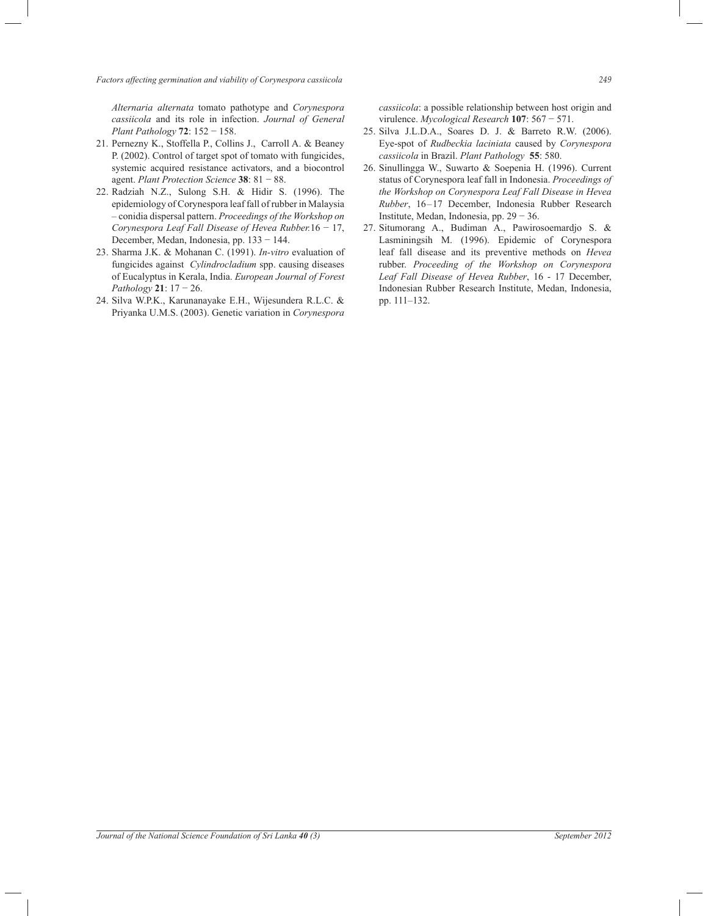*Alternaria alternata* tomato pathotype and *Corynespora cassiicola* and its role in infection. *Journal of General Plant Pathology* **72**: 152 − 158.

21. Pernezny K., Stoffella P., Collins J., Carroll A. & Beaney P. (2002). Control of target spot of tomato with fungicides, systemic acquired resistance activators, and a biocontrol agent. *Plant Protection Science* **38**: 81 − 88.
22. Radziah N.Z., Sulong S.H. & Hidir S. (1996). The epidemiology of Corynespora leaf fall of rubber in Malaysia – conidia dispersal pattern. *Proceedings of the Workshop on Corynespora Leaf Fall Disease of Hevea Rubber.*16 − 17, December, Medan, Indonesia, pp. 133 − 144.
23. Sharma J.K. & Mohanan C. (1991). *In-vitro* evaluation of fungicides against *Cylindrocladium* spp. causing diseases of Eucalyptus in Kerala, India. *European Journal of Forest Pathology* **21**: 17 − 26.
24. Silva W.P.K., Karunanayake E.H., Wijesundera R.L.C. & Priyanka U.M.S. (2003). Genetic variation in *Corynespora cassiicola*: a possible relationship between host origin and virulence. *Mycological Research* **107**: 567 − 571.
25. Silva J.L.D.A., Soares D. J. & Barreto R.W. (2006). Eye-spot of *Rudbeckia laciniata* caused by *Corynespora cassiicola* in Brazil. *Plant Pathology* **55**: 580.
26. Sinullingga W., Suwarto & Soepenia H. (1996). Current status of Corynespora leaf fall in Indonesia. *Proceedings of the Workshop on Corynespora Leaf Fall Disease in Hevea Rubber*, 16 – 17 December, Indonesia Rubber Research Institute, Medan, Indonesia, pp. 29 − 36.
27. Situmorang A., Budiman A., Pawirosoemardjo S. & Lasminingsih M. (1996). Epidemic of Corynespora leaf fall disease and its preventive methods on *Hevea* rubber. *Proceeding of the Workshop on Corynespora Leaf Fall Disease of Hevea Rubber*, 16 - 17 December, Indonesian Rubber Research Institute, Medan, Indonesia, pp. 111–132.